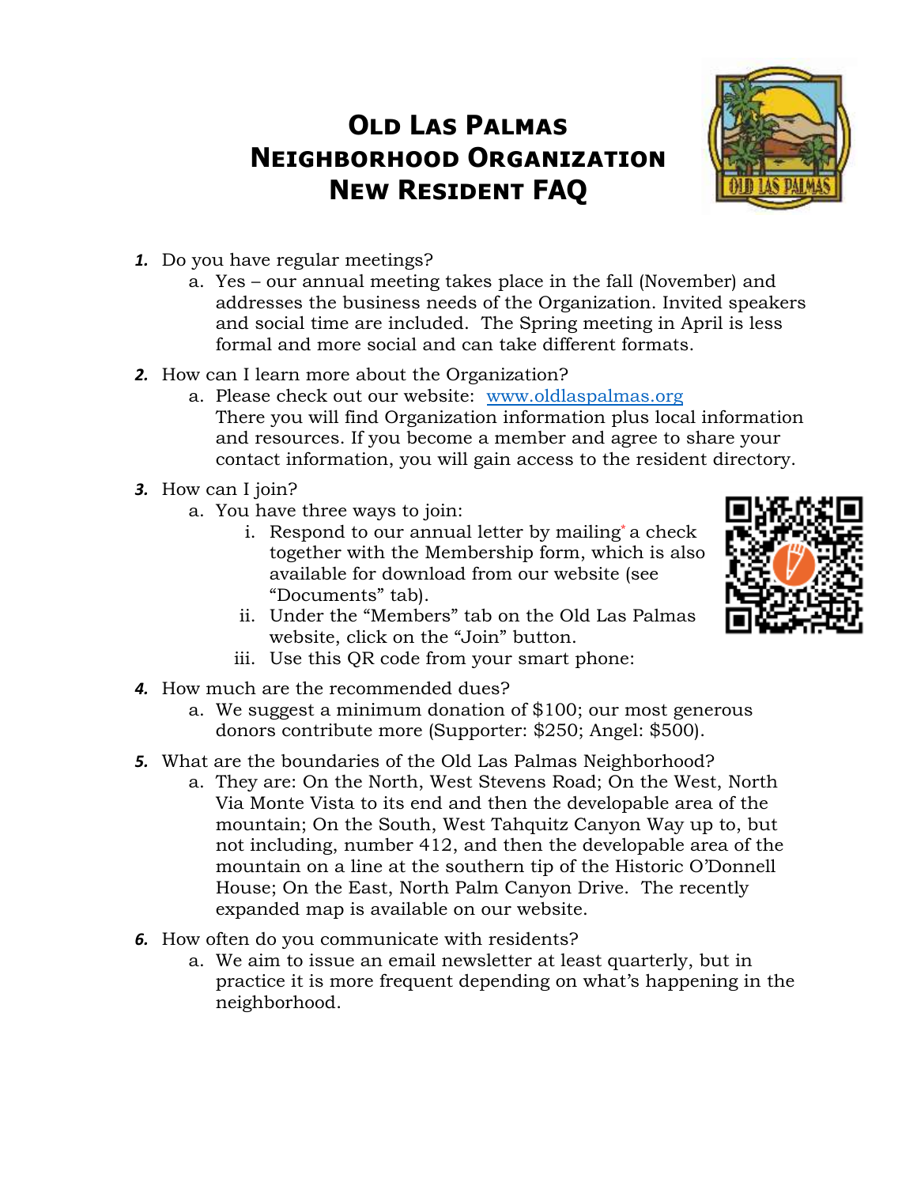# Old Las Palmas Neighborhood Organization New Resident FAQ

1. Do you have regular meetings?
   a. Yes – our annual meeting takes place in the fall (November) and addresses the business needs of the Organization. Invited speakers and social time are included. The Spring meeting in April is less formal and more social and can take different formats.

2. How can I learn more about the Organization?
   a. Please check out our website: [www.oldlaspalmas.org](http://www.oldlaspalmas.org)
   There you will find Organization information plus local information and resources. If you become a member and agree to share your contact information, you will gain access to the resident directory.

3. How can I join?
   a. You have three ways to join:
      i. Respond to our annual letter by mailing* a check together with the Membership form, which is also available for download from our website (see "Documents" tab).
      ii. Under the "Members" tab on the Old Las Palmas website, click on the "Join" button.
      iii. Use this QR code from your smart phone:

4. How much are the recommended dues?
   a. We suggest a minimum donation of $100; our most generous donors contribute more (Supporter: $250; Angel: $500).

5. What are the boundaries of the Old Las Palmas Neighborhood?
   a. They are: On the North, West Stevens Road; On the West, North Via Monte Vista to its end and then the developable area of the mountain; On the South, West Tahquitz Canyon Way up to, but not including, number 412, and then the developable area of the mountain on a line at the southern tip of the Historic O'Donnell House; On the East, North Palm Canyon Drive. The recently expanded map is available on our website.

6. How often do you communicate with residents?
   a. We aim to issue an email newsletter at least quarterly, but in practice it is more frequent depending on what's happening in the neighborhood.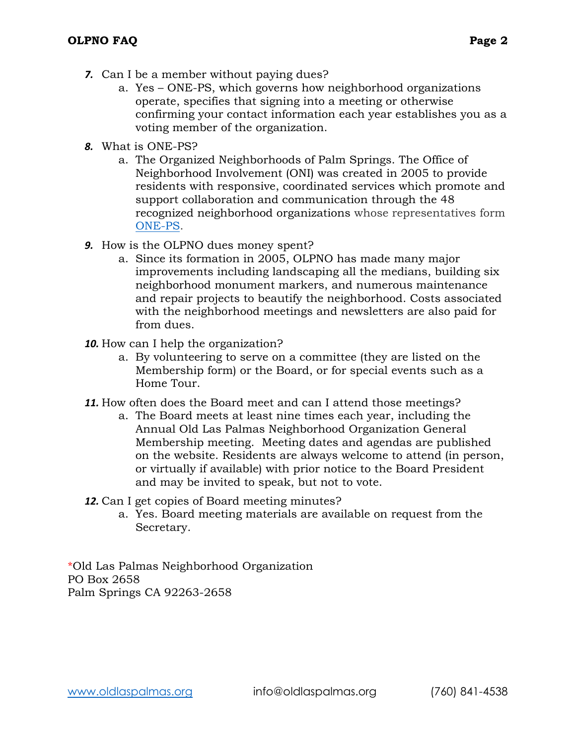7. Can I be a member without paying dues?
    a. Yes – ONE-PS, which governs how neighborhood organizations operate, specifies that signing into a meeting or otherwise confirming your contact information each year establishes you as a voting member of the organization.

8. What is ONE-PS?
    a. The Organized Neighborhoods of Palm Springs. The Office of Neighborhood Involvement (ONI) was created in 2005 to provide residents with responsive, coordinated services which promote and support collaboration and communication through the 48 recognized neighborhood organizations whose representatives form ONE-PS.

9. How is the OLPNO dues money spent?
    a. Since its formation in 2005, OLPNO has made many major improvements including landscaping all the medians, building six neighborhood monument markers, and numerous maintenance and repair projects to beautify the neighborhood. Costs associated with the neighborhood meetings and newsletters are also paid for from dues.

10. How can I help the organization?
    a. By volunteering to serve on a committee (they are listed on the Membership form) or the Board, or for special events such as a Home Tour.

11. How often does the Board meet and can I attend those meetings?
    a. The Board meets at least nine times each year, including the Annual Old Las Palmas Neighborhood Organization General Membership meeting. Meeting dates and agendas are published on the website. Residents are always welcome to attend (in person, or virtually if available) with prior notice to the Board President and may be invited to speak, but not to vote.

12. Can I get copies of Board meeting minutes?
    a. Yes. Board meeting materials are available on request from the Secretary.

*Old Las Palmas Neighborhood Organization
PO Box 2658
Palm Springs CA 92263-2658

www.oldlaspalmas.org info@oldlaspalmas.org (760) 841-4538